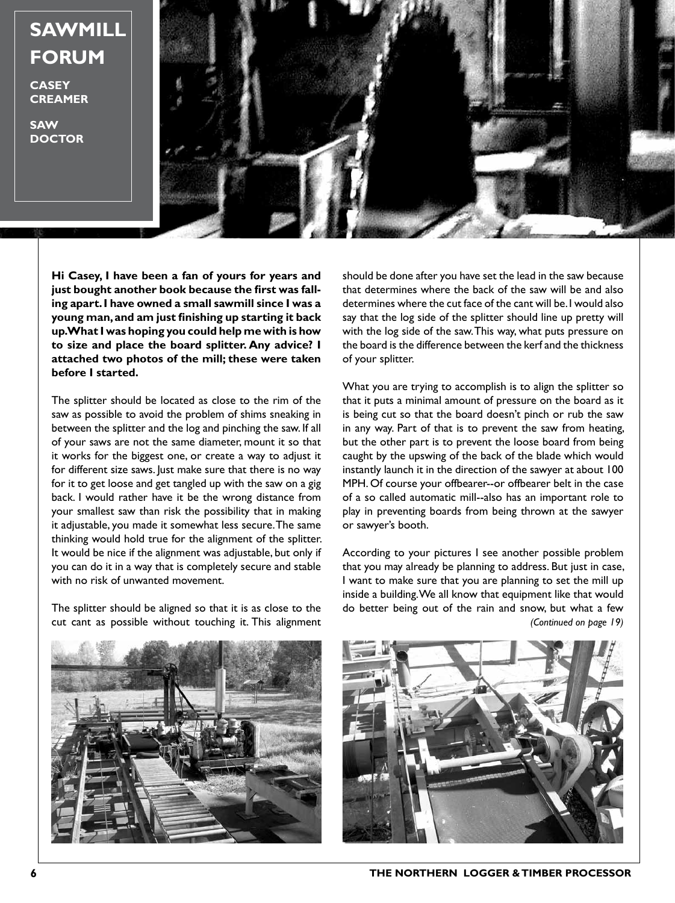# SAWMILL FORUM

**CASEY CREAMER**

**SAW DOCTOR**

**Hi Casey, I have been a fan of yours for years and just bought another book because the first was falling apart. I have owned a small sawmill since I was a young man, and am just finishing up starting it back up. What I was hoping you could help me with is how to size and place the board splitter. Any advice? I attached two photos of the mill; these were taken before I started.**

The splitter should be located as close to the rim of the saw as possible to avoid the problem of shims sneaking in between the splitter and the log and pinching the saw. If all of your saws are not the same diameter, mount it so that it works for the biggest one, or create a way to adjust it for different size saws. Just make sure that there is no way for it to get loose and get tangled up with the saw on a gig back. I would rather have it be the wrong distance from your smallest saw than risk the possibility that in making it adjustable, you made it somewhat less secure. The same thinking would hold true for the alignment of the splitter. It would be nice if the alignment was adjustable, but only if you can do it in a way that is completely secure and stable with no risk of unwanted movement.

The splitter should be aligned so that it is as close to the cut cant as possible without touching it. This alignment should be done after you have set the lead in the saw because that determines where the back of the saw will be and also determines where the cut face of the cant will be. I would also say that the log side of the splitter should line up pretty will with the log side of the saw. This way, what puts pressure on the board is the difference between the kerf and the thickness of your splitter.

What you are trying to accomplish is to align the splitter so that it puts a minimal amount of pressure on the board as it is being cut so that the board doesn't pinch or rub the saw in any way. Part of that is to prevent the saw from heating, but the other part is to prevent the loose board from being caught by the upswing of the back of the blade which would instantly launch it in the direction of the sawyer at about 100 MPH. Of course your offbearer--or offbearer belt in the case of a so called automatic mill--also has an important role to play in preventing boards from being thrown at the sawyer or sawyer's booth.

According to your pictures I see another possible problem that you may already be planning to address. But just in case, I want to make sure that you are planning to set the mill up inside a building. We all know that equipment like that would do better being out of the rain and snow, but what a few

*(Continued on page 19)*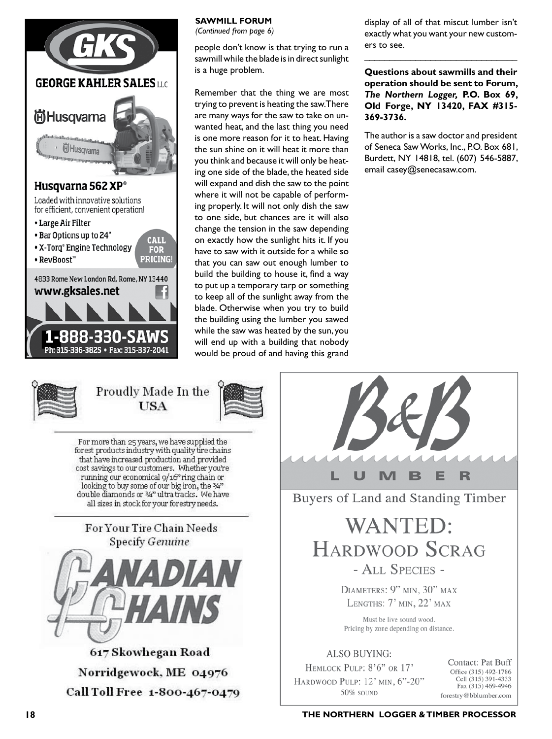GKS

GEORGE KAHLER SALES LLC

Husqvarna

**Husqvarna 562 XP®**

Loaded with innovative solutions for efficient, convenient operation!

- Large Air Filter
- Bar Options up to 24"
- X-Torq® Engine Technology
- RevBoost™

CALL FOR PRICING!

4833 Rome New London Rd, Rome, NY 13440

www.gksales.net

**1-888-330-SAWS**

Ph: 315-336-3825 • Fax: 315-337-2041

## SAWMILL FORUM

*(Continued from page 6)*

people don't know is that trying to run a sawmill while the blade is in direct sunlight is a huge problem.

Remember that the thing we are most trying to prevent is heating the saw. There are many ways for the saw to take on unwanted heat, and the last thing you need is one more reason for it to heat. Having the sun shine on it will heat it more than you think and because it will only be heating one side of the blade, the heated side will expand and dish the saw to the point where it will not be capable of performing properly. It will not only dish the saw to one side, but chances are it will also change the tension in the saw depending on exactly how the sunlight hits it. If you have to saw with it outside for a while so that you can saw out enough lumber to build the building to house it, find a way to put up a temporary tarp or something to keep all of the sunlight away from the blade. Otherwise when you try to build the building using the lumber you sawed while the saw was heated by the sun, you will end up with a building that nobody would be proud of and having this grand display of all of that miscut lumber isn't exactly what you want your new customers to see.

---

**Questions about sawmills and their operation should be sent to Forum, *The Northern Logger,* P.O. Box 69, Old Forge, NY 13420, FAX #315-369-3736.**

The author is a saw doctor and president of Seneca Saw Works, Inc., P.O. Box 681, Burdett, NY 14818, tel. (607) 546-5887, email casey@senecasaw.com.

Proudly Made In the USA

For more than 25 years, we have supplied the forest products industry with quality tire chains that have increased production and provided cost savings to our customers. Whether you're running our economical 9/16" ring chain or looking to buy some of our big iron, the 3/4" double diamonds or 3/4" ultra tracks. We have all sizes in stock for your forestry needs.

For Your Tire Chain Needs Specify *Genuine*

CANADIAN CHAINS

617 Skowhegan Road

Norridgewock, ME 04976

Call Toll Free 1-800-467-0479

B&B

LUMBER

Buyers of Land and Standing Timber

WANTED:

HARDWOOD SCRAG

- ALL SPECIES -

DIAMETERS: 9" MIN, 30" MAX

LENGTHS: 7' MIN, 22' MAX

Must be live sound wood.

Pricing by zone depending on distance.

ALSO BUYING:

HEMLOCK PULP: 8'6" OR 17'

HARDWOOD PULP: 12' MIN, 6"-20"

50% SOUND

Contact: Pat Buff

Office (315) 492-1786

Cell (315) 391-4333

Fax (315) 469-4946

forestry@bblumber.com